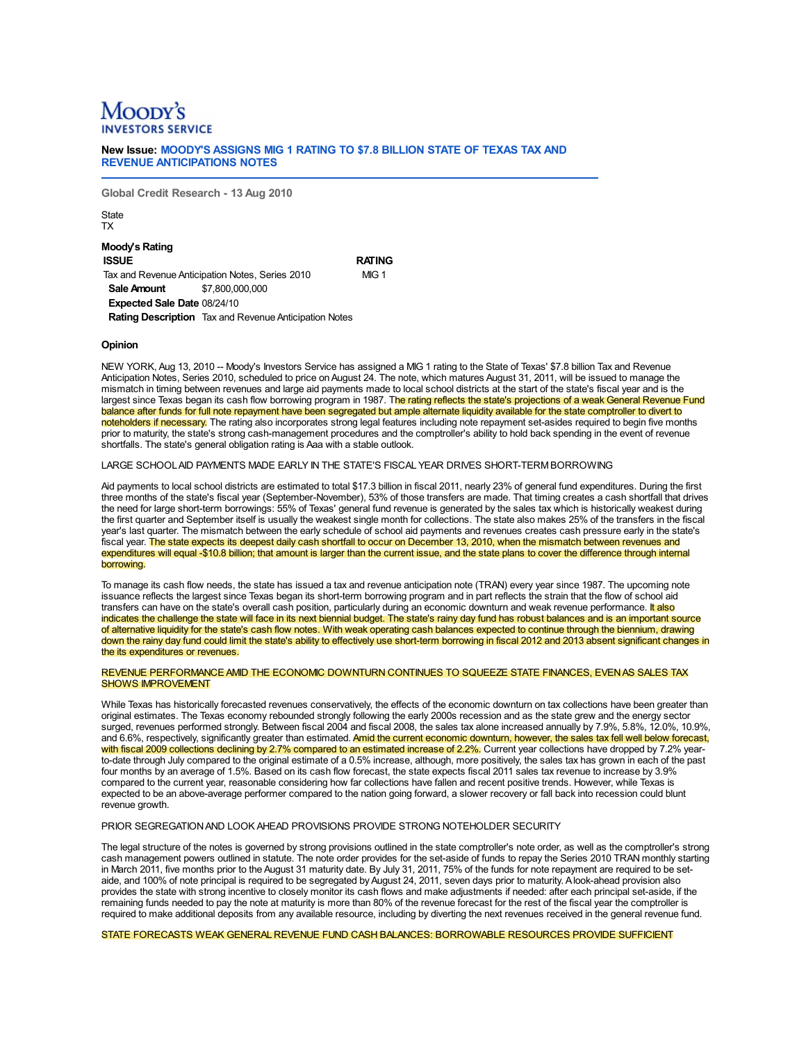Moody's Investors Service

**New Issue: MOODY'S ASSIGNS MIG 1 RATING TO $7.8 BILLION STATE OF TEXAS TAX AND REVENUE ANTICIPATIONS NOTES**

**Global Credit Research - 13 Aug 2010**

State
TX

**Moody's Rating**

| ISSUE | RATING |
|---|---|
| Tax and Revenue Anticipation Notes, Series 2010 | MIG 1 |

**Sale Amount** $7,800,000,000
**Expected Sale Date** 08/24/10
**Rating Description** Tax and Revenue Anticipation Notes

**Opinion**

NEW YORK, Aug 13, 2010 -- Moody's Investors Service has assigned a MIG 1 rating to the State of Texas' $7.8 billion Tax and Revenue Anticipation Notes, Series 2010, scheduled to price on August 24. The note, which matures August 31, 2011, will be issued to manage the mismatch in timing between revenues and large aid payments made to local school districts at the start of the state's fiscal year and is the largest since Texas began its cash flow borrowing program in 1987. The rating reflects the state's projections of a weak General Revenue Fund balance after funds for full note repayment have been segregated but ample alternate liquidity available for the state comptroller to divert to noteholders if necessary. The rating also incorporates strong legal features including note repayment set-asides required to begin five months prior to maturity, the state's strong cash-management procedures and the comptroller's ability to hold back spending in the event of revenue shortfalls. The state's general obligation rating is Aaa with a stable outlook.

LARGE SCHOOL AID PAYMENTS MADE EARLY IN THE STATE'S FISCAL YEAR DRIVES SHORT-TERM BORROWING

Aid payments to local school districts are estimated to total $17.3 billion in fiscal 2011, nearly 23% of general fund expenditures. During the first three months of the state's fiscal year (September-November), 53% of those transfers are made. That timing creates a cash shortfall that drives the need for large short-term borrowings: 55% of Texas' general fund revenue is generated by the sales tax which is historically weakest during the first quarter and September itself is usually the weakest single month for collections. The state also makes 25% of the transfers in the fiscal year's last quarter. The mismatch between the early schedule of school aid payments and revenues creates cash pressure early in the state's fiscal year. The state expects its deepest daily cash shortfall to occur on December 13, 2010, when the mismatch between revenues and expenditures will equal -$10.8 billion; that amount is larger than the current issue, and the state plans to cover the difference through internal borrowing.

To manage its cash flow needs, the state has issued a tax and revenue anticipation note (TRAN) every year since 1987. The upcoming note issuance reflects the largest since Texas began its short-term borrowing program and in part reflects the strain that the flow of school aid transfers can have on the state's overall cash position, particularly during an economic downturn and weak revenue performance. It also indicates the challenge the state will face in its next biennial budget. The state's rainy day fund has robust balances and is an important source of alternative liquidity for the state's cash flow notes. With weak operating cash balances expected to continue through the biennium, drawing down the rainy day fund could limit the state's ability to effectively use short-term borrowing in fiscal 2012 and 2013 absent significant changes in the its expenditures or revenues.

REVENUE PERFORMANCE AMID THE ECONOMIC DOWNTURN CONTINUES TO SQUEEZE STATE FINANCES, EVEN AS SALES TAX SHOWS IMPROVEMENT

While Texas has historically forecasted revenues conservatively, the effects of the economic downturn on tax collections have been greater than original estimates. The Texas economy rebounded strongly following the early 2000s recession and as the state grew and the energy sector surged, revenues performed strongly. Between fiscal 2004 and fiscal 2008, the sales tax alone increased annually by 7.9%, 5.8%, 12.0%, 10.9%, and 6.6%, respectively, significantly greater than estimated. Amid the current economic downturn, however, the sales tax fell well below forecast, with fiscal 2009 collections declining by 2.7% compared to an estimated increase of 2.2%. Current year collections have dropped by 7.2% year-to-date through July compared to the original estimate of a 0.5% increase, although, more positively, the sales tax has grown in each of the past four months by an average of 1.5%. Based on its cash flow forecast, the state expects fiscal 2011 sales tax revenue to increase by 3.9% compared to the current year, reasonable considering how far collections have fallen and recent positive trends. However, while Texas is expected to be an above-average performer compared to the nation going forward, a slower recovery or fall back into recession could blunt revenue growth.

PRIOR SEGREGATION AND LOOK AHEAD PROVISIONS PROVIDE STRONG NOTEHOLDER SECURITY

The legal structure of the notes is governed by strong provisions outlined in the state comptroller's note order, as well as the comptroller's strong cash management powers outlined in statute. The note order provides for the set-aside of funds to repay the Series 2010 TRAN monthly starting in March 2011, five months prior to the August 31 maturity date. By July 31, 2011, 75% of the funds for note repayment are required to be set-aide, and 100% of note principal is required to be segregated by August 24, 2011, seven days prior to maturity. A look-ahead provision also provides the state with strong incentive to closely monitor its cash flows and make adjustments if needed: after each principal set-aside, if the remaining funds needed to pay the note at maturity is more than 80% of the revenue forecast for the rest of the fiscal year the comptroller is required to make additional deposits from any available resource, including by diverting the next revenues received in the general revenue fund.

STATE FORECASTS WEAK GENERAL REVENUE FUND CASH BALANCES: BORROWABLE RESOURCES PROVIDE SUFFICIENT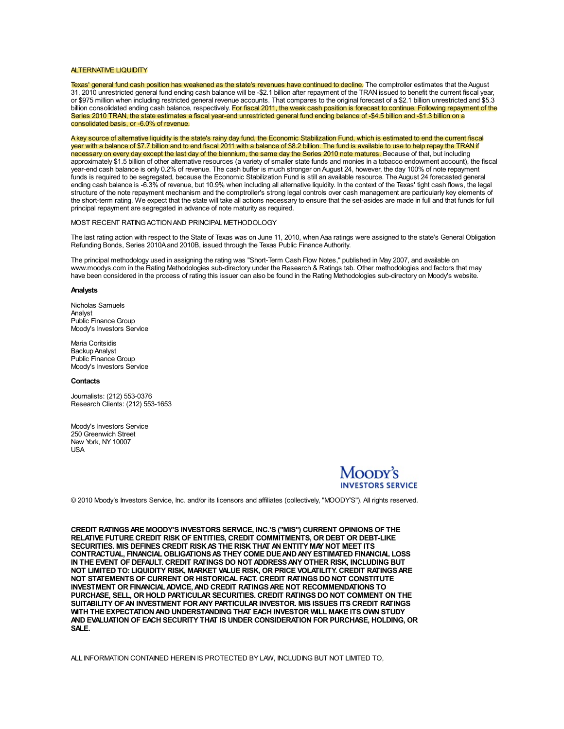## ALTERNATIVE LIQUIDITY

Texas' general fund cash position has weakened as the state's revenues have continued to decline. The comptroller estimates that the August 31, 2010 unrestricted general fund ending cash balance will be -$2.1 billion after repayment of the TRAN issued to benefit the current fiscal year, or $975 million when including restricted general revenue accounts. That compares to the original forecast of a $2.1 billion unrestricted and $5.3 billion consolidated ending cash balance, respectively. For fiscal 2011, the weak cash position is forecast to continue. Following repayment of the Series 2010 TRAN, the state estimates a fiscal year-end unrestricted general fund ending balance of -$4.5 billion and -$1.3 billion on a consolidated basis, or -6.0% of revenue.

A key source of alternative liquidity is the state's rainy day fund, the Economic Stabilization Fund, which is estimated to end the current fiscal year with a balance of $7.7 billion and to end fiscal 2011 with a balance of $8.2 billion. The fund is available to use to help repay the TRAN if necessary on every day except the last day of the biennium, the same day the Series 2010 note matures. Because of that, but including approximately $1.5 billion of other alternative resources (a variety of smaller state funds and monies in a tobacco endowment account), the fiscal year-end cash balance is only 0.2% of revenue. The cash buffer is much stronger on August 24, however, the day 100% of note repayment funds is required to be segregated, because the Economic Stabilization Fund is still an available resource. The August 24 forecasted general ending cash balance is -6.3% of revenue, but 10.9% when including all alternative liquidity. In the context of the Texas' tight cash flows, the legal structure of the note repayment mechanism and the comptroller's strong legal controls over cash management are particularly key elements of the short-term rating. We expect that the state will take all actions necessary to ensure that the set-asides are made in full and that funds for full principal repayment are segregated in advance of note maturity as required.

## MOST RECENT RATING ACTION AND PRINCIPAL METHODOLOGY

The last rating action with respect to the State of Texas was on June 11, 2010, when Aaa ratings were assigned to the state's General Obligation Refunding Bonds, Series 2010A and 2010B, issued through the Texas Public Finance Authority.

The principal methodology used in assigning the rating was "Short-Term Cash Flow Notes," published in May 2007, and available on www.moodys.com in the Rating Methodologies sub-directory under the Research & Ratings tab. Other methodologies and factors that may have been considered in the process of rating this issuer can also be found in the Rating Methodologies sub-directory on Moody's website.

**Analysts**

Nicholas Samuels
Analyst
Public Finance Group
Moody's Investors Service

Maria Coritsidis
Backup Analyst
Public Finance Group
Moody's Investors Service

**Contacts**

Journalists: (212) 553-0376
Research Clients: (212) 553-1653

Moody's Investors Service
250 Greenwich Street
New York, NY 10007
USA

MOODY'S INVESTORS SERVICE

© 2010 Moody's Investors Service, Inc. and/or its licensors and affiliates (collectively, "MOODY'S"). All rights reserved.

**CREDIT RATINGS ARE MOODY'S INVESTORS SERVICE, INC.'S ("MIS") CURRENT OPINIONS OF THE RELATIVE FUTURE CREDIT RISK OF ENTITIES, CREDIT COMMITMENTS, OR DEBT OR DEBT-LIKE SECURITIES. MIS DEFINES CREDIT RISK AS THE RISK THAT AN ENTITY MAY NOT MEET ITS CONTRACTUAL, FINANCIAL OBLIGATIONS AS THEY COME DUE AND ANY ESTIMATED FINANCIAL LOSS IN THE EVENT OF DEFAULT. CREDIT RATINGS DO NOT ADDRESS ANY OTHER RISK, INCLUDING BUT NOT LIMITED TO: LIQUIDITY RISK, MARKET VALUE RISK, OR PRICE VOLATILITY. CREDIT RATINGS ARE NOT STATEMENTS OF CURRENT OR HISTORICAL FACT. CREDIT RATINGS DO NOT CONSTITUTE INVESTMENT OR FINANCIAL ADVICE, AND CREDIT RATINGS ARE NOT RECOMMENDATIONS TO PURCHASE, SELL, OR HOLD PARTICULAR SECURITIES. CREDIT RATINGS DO NOT COMMENT ON THE SUITABILITY OF AN INVESTMENT FOR ANY PARTICULAR INVESTOR. MIS ISSUES ITS CREDIT RATINGS WITH THE EXPECTATION AND UNDERSTANDING THAT EACH INVESTOR WILL MAKE ITS OWN STUDY AND EVALUATION OF EACH SECURITY THAT IS UNDER CONSIDERATION FOR PURCHASE, HOLDING, OR SALE.**

ALL INFORMATION CONTAINED HEREIN IS PROTECTED BY LAW, INCLUDING BUT NOT LIMITED TO,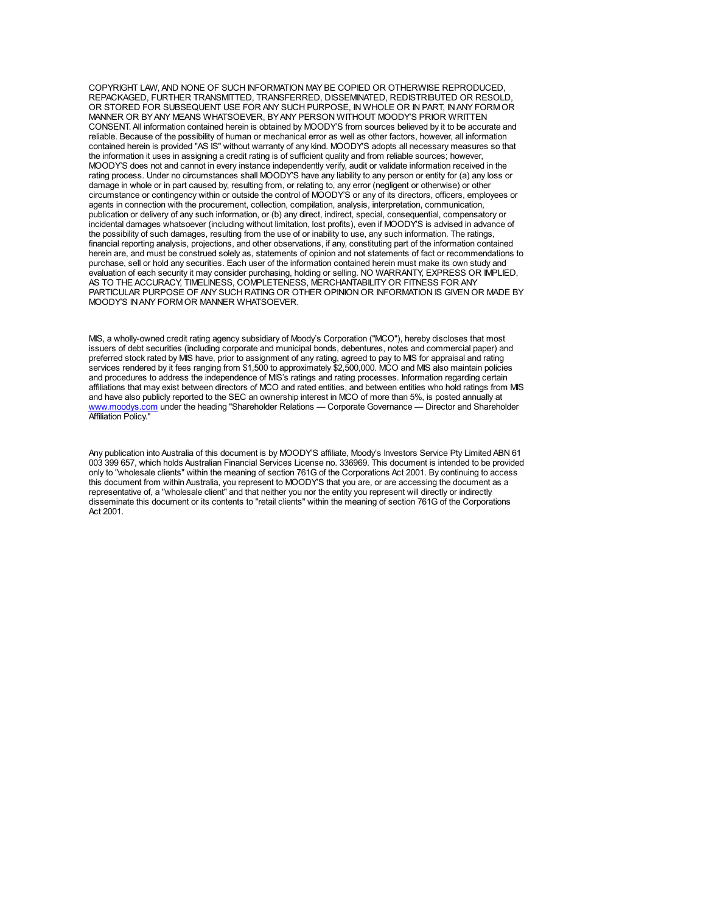COPYRIGHT LAW, AND NONE OF SUCH INFORMATION MAY BE COPIED OR OTHERWISE REPRODUCED, REPACKAGED, FURTHER TRANSMITTED, TRANSFERRED, DISSEMINATED, REDISTRIBUTED OR RESOLD, OR STORED FOR SUBSEQUENT USE FOR ANY SUCH PURPOSE, IN WHOLE OR IN PART, IN ANY FORM OR MANNER OR BY ANY MEANS WHATSOEVER, BY ANY PERSON WITHOUT MOODY'S PRIOR WRITTEN CONSENT. All information contained herein is obtained by MOODY'S from sources believed by it to be accurate and reliable. Because of the possibility of human or mechanical error as well as other factors, however, all information contained herein is provided "AS IS" without warranty of any kind. MOODY'S adopts all necessary measures so that the information it uses in assigning a credit rating is of sufficient quality and from reliable sources; however, MOODY'S does not and cannot in every instance independently verify, audit or validate information received in the rating process. Under no circumstances shall MOODY'S have any liability to any person or entity for (a) any loss or damage in whole or in part caused by, resulting from, or relating to, any error (negligent or otherwise) or other circumstance or contingency within or outside the control of MOODY'S or any of its directors, officers, employees or agents in connection with the procurement, collection, compilation, analysis, interpretation, communication, publication or delivery of any such information, or (b) any direct, indirect, special, consequential, compensatory or incidental damages whatsoever (including without limitation, lost profits), even if MOODY'S is advised in advance of the possibility of such damages, resulting from the use of or inability to use, any such information. The ratings, financial reporting analysis, projections, and other observations, if any, constituting part of the information contained herein are, and must be construed solely as, statements of opinion and not statements of fact or recommendations to purchase, sell or hold any securities. Each user of the information contained herein must make its own study and evaluation of each security it may consider purchasing, holding or selling. NO WARRANTY, EXPRESS OR IMPLIED, AS TO THE ACCURACY, TIMELINESS, COMPLETENESS, MERCHANTABILITY OR FITNESS FOR ANY PARTICULAR PURPOSE OF ANY SUCH RATING OR OTHER OPINION OR INFORMATION IS GIVEN OR MADE BY MOODY'S IN ANY FORM OR MANNER WHATSOEVER.

MIS, a wholly-owned credit rating agency subsidiary of Moody's Corporation ("MCO"), hereby discloses that most issuers of debt securities (including corporate and municipal bonds, debentures, notes and commercial paper) and preferred stock rated by MIS have, prior to assignment of any rating, agreed to pay to MIS for appraisal and rating services rendered by it fees ranging from $1,500 to approximately $2,500,000. MCO and MIS also maintain policies and procedures to address the independence of MIS's ratings and rating processes. Information regarding certain affiliations that may exist between directors of MCO and rated entities, and between entities who hold ratings from MIS and have also publicly reported to the SEC an ownership interest in MCO of more than 5%, is posted annually at www.moodys.com under the heading "Shareholder Relations — Corporate Governance — Director and Shareholder Affiliation Policy."

Any publication into Australia of this document is by MOODY'S affiliate, Moody's Investors Service Pty Limited ABN 61 003 399 657, which holds Australian Financial Services License no. 336969. This document is intended to be provided only to "wholesale clients" within the meaning of section 761G of the Corporations Act 2001. By continuing to access this document from within Australia, you represent to MOODY'S that you are, or are accessing the document as a representative of, a "wholesale client" and that neither you nor the entity you represent will directly or indirectly disseminate this document or its contents to "retail clients" within the meaning of section 761G of the Corporations Act 2001.